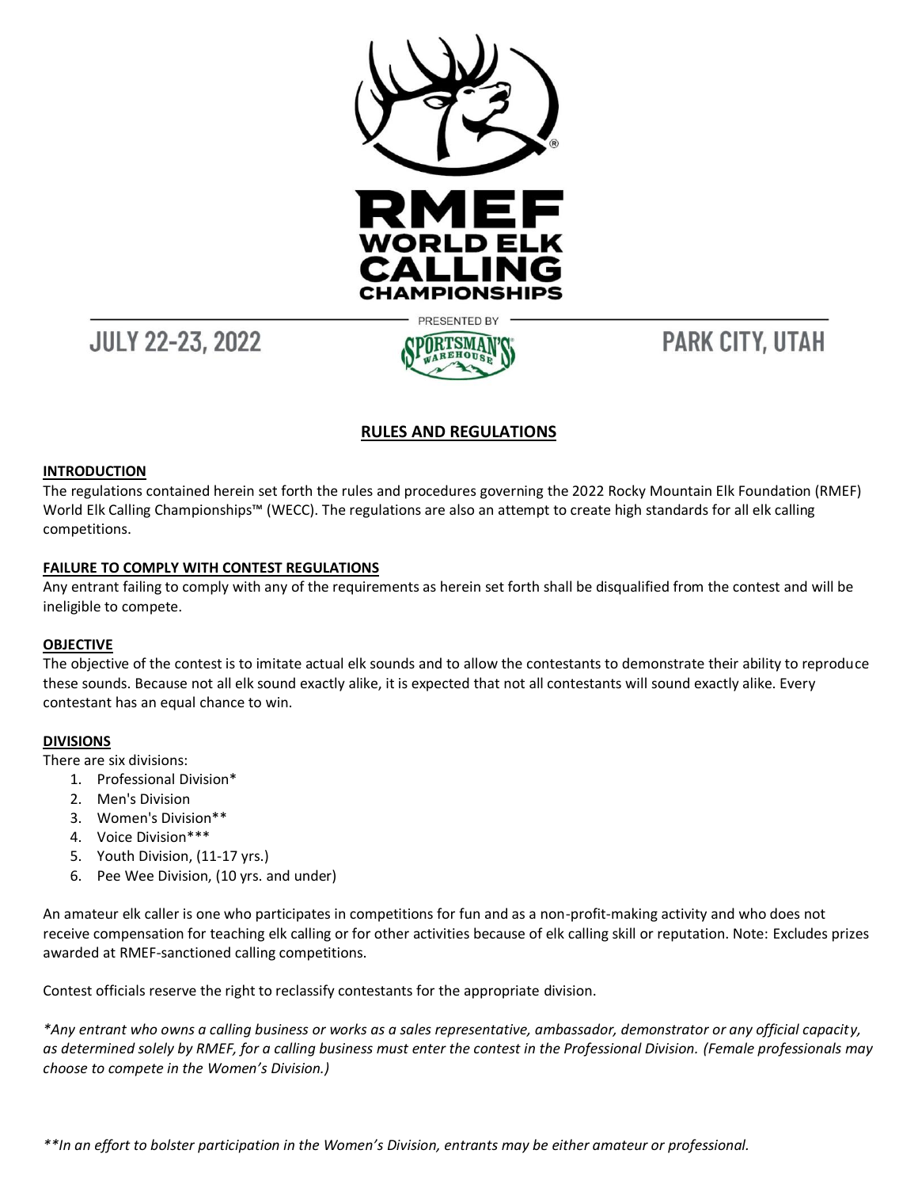# RMEF WORLD ELK CALLING CHAMPIONSHIPS

JULY 22-23, 2022 — PRESENTED BY SPORTSMAN'S WAREHOUSE — PARK CITY, UTAH

## RULES AND REGULATIONS

### INTRODUCTION

The regulations contained herein set forth the rules and procedures governing the 2022 Rocky Mountain Elk Foundation (RMEF) World Elk Calling Championships™ (WECC). The regulations are also an attempt to create high standards for all elk calling competitions.

### FAILURE TO COMPLY WITH CONTEST REGULATIONS

Any entrant failing to comply with any of the requirements as herein set forth shall be disqualified from the contest and will be ineligible to compete.

### OBJECTIVE

The objective of the contest is to imitate actual elk sounds and to allow the contestants to demonstrate their ability to reproduce these sounds. Because not all elk sound exactly alike, it is expected that not all contestants will sound exactly alike. Every contestant has an equal chance to win.

### DIVISIONS

There are six divisions:

1. Professional Division*
2. Men's Division
3. Women's Division**
4. Voice Division***
5. Youth Division, (11-17 yrs.)
6. Pee Wee Division, (10 yrs. and under)

An amateur elk caller is one who participates in competitions for fun and as a non-profit-making activity and who does not receive compensation for teaching elk calling or for other activities because of elk calling skill or reputation. Note: Excludes prizes awarded at RMEF-sanctioned calling competitions.

Contest officials reserve the right to reclassify contestants for the appropriate division.

*\*Any entrant who owns a calling business or works as a sales representative, ambassador, demonstrator or any official capacity, as determined solely by RMEF, for a calling business must enter the contest in the Professional Division. (Female professionals may choose to compete in the Women's Division.)*

*\*\*In an effort to bolster participation in the Women's Division, entrants may be either amateur or professional.*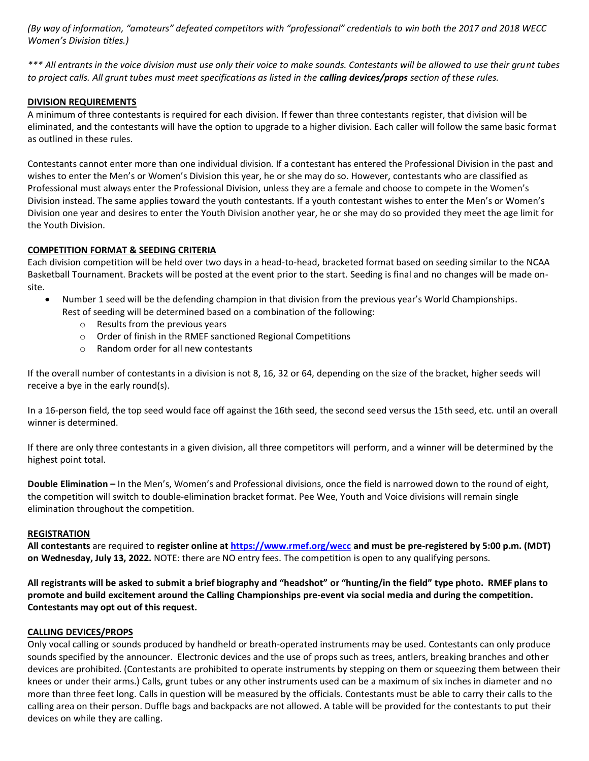*(By way of information, "amateurs" defeated competitors with "professional" credentials to win both the 2017 and 2018 WECC Women's Division titles.)*

*\*\*\* All entrants in the voice division must use only their voice to make sounds. Contestants will be allowed to use their grunt tubes to project calls. All grunt tubes must meet specifications as listed in the **calling devices/props** section of these rules.*

**DIVISION REQUIREMENTS**

A minimum of three contestants is required for each division. If fewer than three contestants register, that division will be eliminated, and the contestants will have the option to upgrade to a higher division. Each caller will follow the same basic format as outlined in these rules.

Contestants cannot enter more than one individual division. If a contestant has entered the Professional Division in the past and wishes to enter the Men's or Women's Division this year, he or she may do so. However, contestants who are classified as Professional must always enter the Professional Division, unless they are a female and choose to compete in the Women's Division instead. The same applies toward the youth contestants. If a youth contestant wishes to enter the Men's or Women's Division one year and desires to enter the Youth Division another year, he or she may do so provided they meet the age limit for the Youth Division.

**COMPETITION FORMAT & SEEDING CRITERIA**

Each division competition will be held over two days in a head-to-head, bracketed format based on seeding similar to the NCAA Basketball Tournament. Brackets will be posted at the event prior to the start. Seeding is final and no changes will be made on-site.

- Number 1 seed will be the defending champion in that division from the previous year's World Championships. Rest of seeding will be determined based on a combination of the following:
  - Results from the previous years
  - Order of finish in the RMEF sanctioned Regional Competitions
  - Random order for all new contestants

If the overall number of contestants in a division is not 8, 16, 32 or 64, depending on the size of the bracket, higher seeds will receive a bye in the early round(s).

In a 16-person field, the top seed would face off against the 16th seed, the second seed versus the 15th seed, etc. until an overall winner is determined.

If there are only three contestants in a given division, all three competitors will perform, and a winner will be determined by the highest point total.

**Double Elimination –** In the Men's, Women's and Professional divisions, once the field is narrowed down to the round of eight, the competition will switch to double-elimination bracket format. Pee Wee, Youth and Voice divisions will remain single elimination throughout the competition.

**REGISTRATION**

**All contestants** are required to **register online at https://www.rmef.org/wecc and must be pre-registered by 5:00 p.m. (MDT) on Wednesday, July 13, 2022.** NOTE: there are NO entry fees. The competition is open to any qualifying persons.

**All registrants will be asked to submit a brief biography and "headshot" or "hunting/in the field" type photo. RMEF plans to promote and build excitement around the Calling Championships pre-event via social media and during the competition. Contestants may opt out of this request.**

**CALLING DEVICES/PROPS**

Only vocal calling or sounds produced by handheld or breath-operated instruments may be used. Contestants can only produce sounds specified by the announcer. Electronic devices and the use of props such as trees, antlers, breaking branches and other devices are prohibited. (Contestants are prohibited to operate instruments by stepping on them or squeezing them between their knees or under their arms.) Calls, grunt tubes or any other instruments used can be a maximum of six inches in diameter and no more than three feet long. Calls in question will be measured by the officials. Contestants must be able to carry their calls to the calling area on their person. Duffle bags and backpacks are not allowed. A table will be provided for the contestants to put their devices on while they are calling.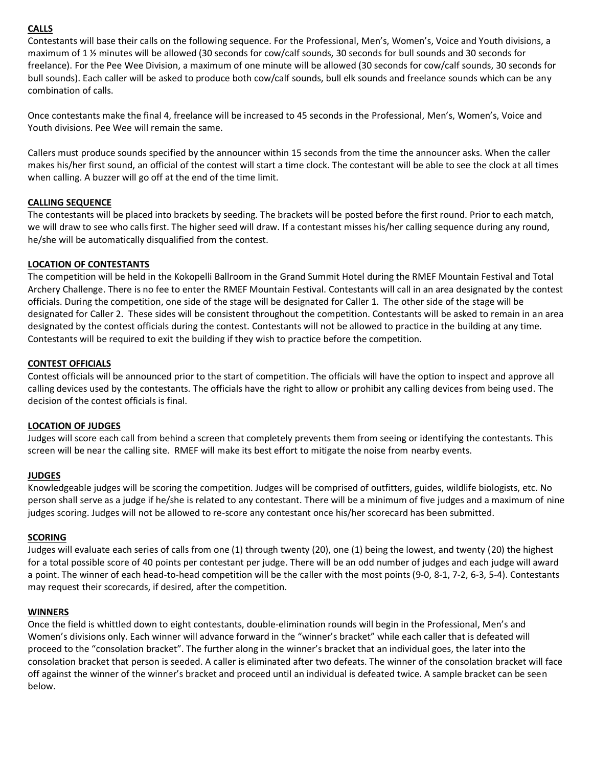## CALLS

Contestants will base their calls on the following sequence. For the Professional, Men's, Women's, Voice and Youth divisions, a maximum of 1 ½ minutes will be allowed (30 seconds for cow/calf sounds, 30 seconds for bull sounds and 30 seconds for freelance). For the Pee Wee Division, a maximum of one minute will be allowed (30 seconds for cow/calf sounds, 30 seconds for bull sounds). Each caller will be asked to produce both cow/calf sounds, bull elk sounds and freelance sounds which can be any combination of calls.

Once contestants make the final 4, freelance will be increased to 45 seconds in the Professional, Men's, Women's, Voice and Youth divisions. Pee Wee will remain the same.

Callers must produce sounds specified by the announcer within 15 seconds from the time the announcer asks. When the caller makes his/her first sound, an official of the contest will start a time clock. The contestant will be able to see the clock at all times when calling. A buzzer will go off at the end of the time limit.

## CALLING SEQUENCE

The contestants will be placed into brackets by seeding. The brackets will be posted before the first round. Prior to each match, we will draw to see who calls first. The higher seed will draw. If a contestant misses his/her calling sequence during any round, he/she will be automatically disqualified from the contest.

## LOCATION OF CONTESTANTS

The competition will be held in the Kokopelli Ballroom in the Grand Summit Hotel during the RMEF Mountain Festival and Total Archery Challenge. There is no fee to enter the RMEF Mountain Festival. Contestants will call in an area designated by the contest officials. During the competition, one side of the stage will be designated for Caller 1. The other side of the stage will be designated for Caller 2. These sides will be consistent throughout the competition. Contestants will be asked to remain in an area designated by the contest officials during the contest. Contestants will not be allowed to practice in the building at any time. Contestants will be required to exit the building if they wish to practice before the competition.

## CONTEST OFFICIALS

Contest officials will be announced prior to the start of competition. The officials will have the option to inspect and approve all calling devices used by the contestants. The officials have the right to allow or prohibit any calling devices from being used. The decision of the contest officials is final.

## LOCATION OF JUDGES

Judges will score each call from behind a screen that completely prevents them from seeing or identifying the contestants. This screen will be near the calling site. RMEF will make its best effort to mitigate the noise from nearby events.

## JUDGES

Knowledgeable judges will be scoring the competition. Judges will be comprised of outfitters, guides, wildlife biologists, etc. No person shall serve as a judge if he/she is related to any contestant. There will be a minimum of five judges and a maximum of nine judges scoring. Judges will not be allowed to re-score any contestant once his/her scorecard has been submitted.

## SCORING

Judges will evaluate each series of calls from one (1) through twenty (20), one (1) being the lowest, and twenty (20) the highest for a total possible score of 40 points per contestant per judge. There will be an odd number of judges and each judge will award a point. The winner of each head-to-head competition will be the caller with the most points (9-0, 8-1, 7-2, 6-3, 5-4). Contestants may request their scorecards, if desired, after the competition.

## WINNERS

Once the field is whittled down to eight contestants, double-elimination rounds will begin in the Professional, Men's and Women's divisions only. Each winner will advance forward in the "winner's bracket" while each caller that is defeated will proceed to the "consolation bracket". The further along in the winner's bracket that an individual goes, the later into the consolation bracket that person is seeded. A caller is eliminated after two defeats. The winner of the consolation bracket will face off against the winner of the winner's bracket and proceed until an individual is defeated twice. A sample bracket can be seen below.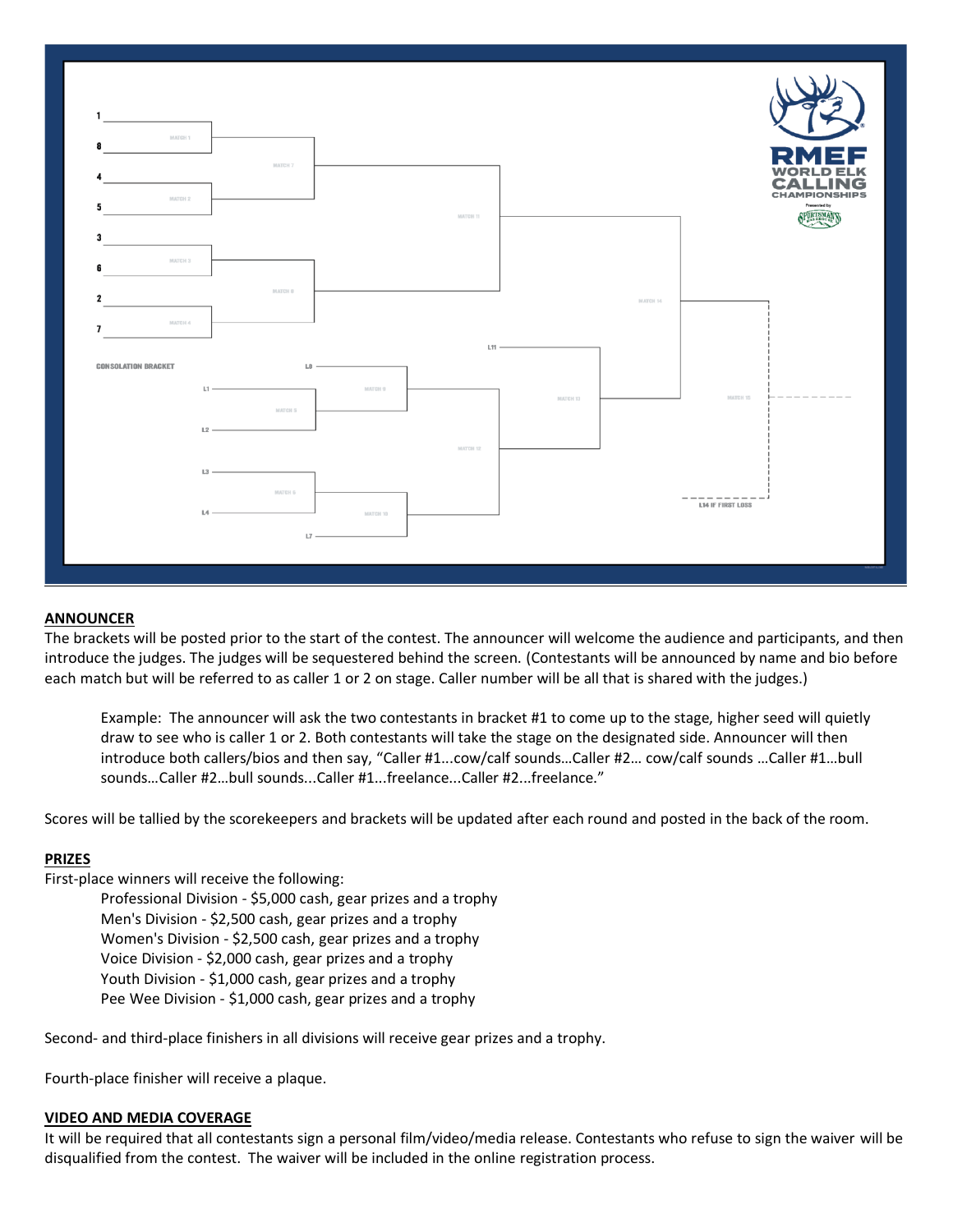1

8

4

5

3

6

2

7

CONSOLATION BRACKET

L8

L1

L2

L3

L4

L7

L11

L14 IF FIRST LOSS

RMEF WORLD ELK CALLING CHAMPIONSHIPS

Presented by SPORTSMAN'S

## ANNOUNCER

The brackets will be posted prior to the start of the contest. The announcer will welcome the audience and participants, and then introduce the judges. The judges will be sequestered behind the screen. (Contestants will be announced by name and bio before each match but will be referred to as caller 1 or 2 on stage. Caller number will be all that is shared with the judges.)

> Example: The announcer will ask the two contestants in bracket #1 to come up to the stage, higher seed will quietly draw to see who is caller 1 or 2. Both contestants will take the stage on the designated side. Announcer will then introduce both callers/bios and then say, "Caller #1...cow/calf sounds…Caller #2… cow/calf sounds …Caller #1…bull sounds…Caller #2…bull sounds...Caller #1...freelance...Caller #2...freelance."

Scores will be tallied by the scorekeepers and brackets will be updated after each round and posted in the back of the room.

## PRIZES

First-place winners will receive the following:

- Professional Division - $5,000 cash, gear prizes and a trophy
- Men's Division - $2,500 cash, gear prizes and a trophy
- Women's Division - $2,500 cash, gear prizes and a trophy
- Voice Division - $2,000 cash, gear prizes and a trophy
- Youth Division - $1,000 cash, gear prizes and a trophy
- Pee Wee Division - $1,000 cash, gear prizes and a trophy

Second- and third-place finishers in all divisions will receive gear prizes and a trophy.

Fourth-place finisher will receive a plaque.

## VIDEO AND MEDIA COVERAGE

It will be required that all contestants sign a personal film/video/media release. Contestants who refuse to sign the waiver will be disqualified from the contest. The waiver will be included in the online registration process.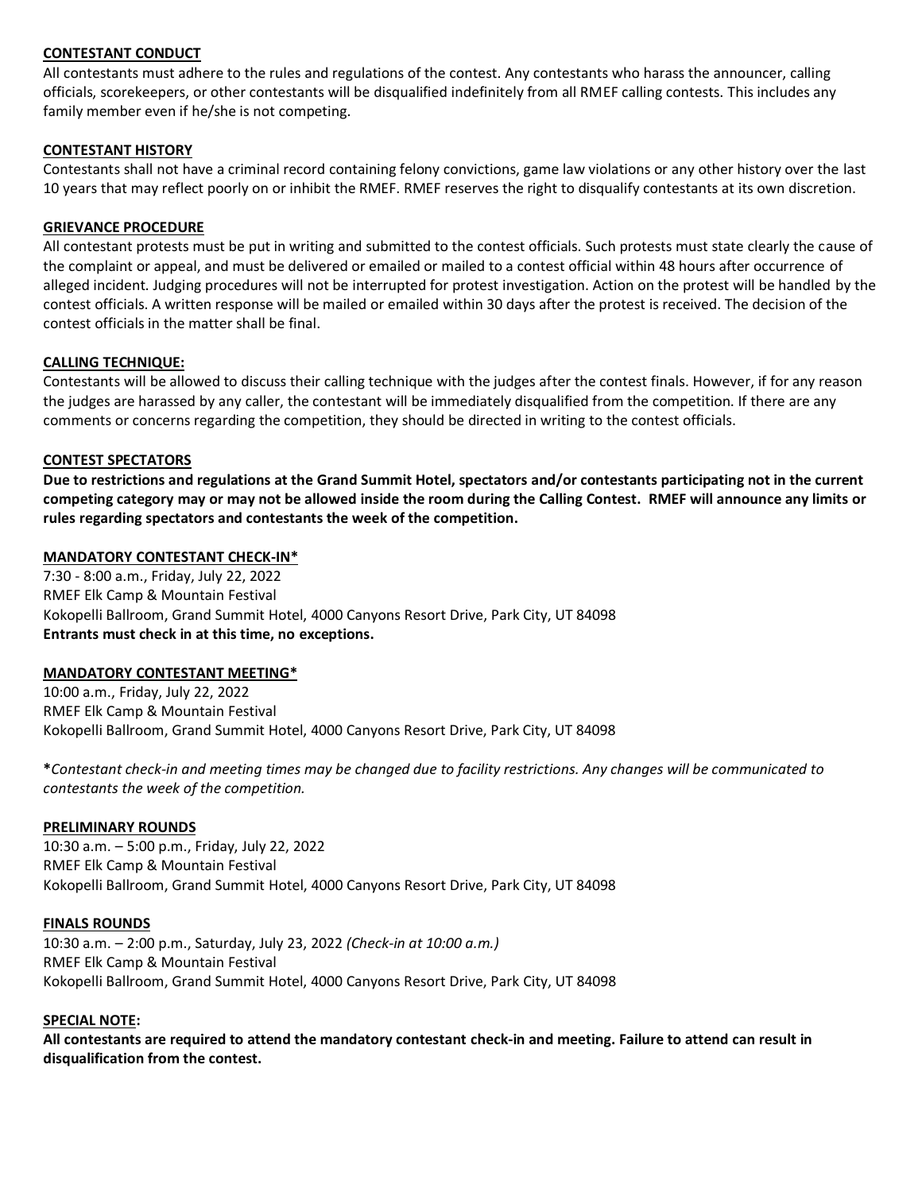**CONTESTANT CONDUCT**

All contestants must adhere to the rules and regulations of the contest. Any contestants who harass the announcer, calling officials, scorekeepers, or other contestants will be disqualified indefinitely from all RMEF calling contests. This includes any family member even if he/she is not competing.

**CONTESTANT HISTORY**

Contestants shall not have a criminal record containing felony convictions, game law violations or any other history over the last 10 years that may reflect poorly on or inhibit the RMEF. RMEF reserves the right to disqualify contestants at its own discretion.

**GRIEVANCE PROCEDURE**

All contestant protests must be put in writing and submitted to the contest officials. Such protests must state clearly the cause of the complaint or appeal, and must be delivered or emailed or mailed to a contest official within 48 hours after occurrence of alleged incident. Judging procedures will not be interrupted for protest investigation. Action on the protest will be handled by the contest officials. A written response will be mailed or emailed within 30 days after the protest is received. The decision of the contest officials in the matter shall be final.

**CALLING TECHNIQUE:**

Contestants will be allowed to discuss their calling technique with the judges after the contest finals. However, if for any reason the judges are harassed by any caller, the contestant will be immediately disqualified from the competition. If there are any comments or concerns regarding the competition, they should be directed in writing to the contest officials.

**CONTEST SPECTATORS**

**Due to restrictions and regulations at the Grand Summit Hotel, spectators and/or contestants participating not in the current competing category may or may not be allowed inside the room during the Calling Contest. RMEF will announce any limits or rules regarding spectators and contestants the week of the competition.**

**MANDATORY CONTESTANT CHECK-IN***

7:30 - 8:00 a.m., Friday, July 22, 2022
RMEF Elk Camp & Mountain Festival
Kokopelli Ballroom, Grand Summit Hotel, 4000 Canyons Resort Drive, Park City, UT 84098
**Entrants must check in at this time, no exceptions.**

**MANDATORY CONTESTANT MEETING***

10:00 a.m., Friday, July 22, 2022
RMEF Elk Camp & Mountain Festival
Kokopelli Ballroom, Grand Summit Hotel, 4000 Canyons Resort Drive, Park City, UT 84098

***Contestant check-in and meeting times may be changed due to facility restrictions. Any changes will be communicated to contestants the week of the competition.*

**PRELIMINARY ROUNDS**

10:30 a.m. – 5:00 p.m., Friday, July 22, 2022
RMEF Elk Camp & Mountain Festival
Kokopelli Ballroom, Grand Summit Hotel, 4000 Canyons Resort Drive, Park City, UT 84098

**FINALS ROUNDS**

10:30 a.m. – 2:00 p.m., Saturday, July 23, 2022 *(Check-in at 10:00 a.m.)*
RMEF Elk Camp & Mountain Festival
Kokopelli Ballroom, Grand Summit Hotel, 4000 Canyons Resort Drive, Park City, UT 84098

**SPECIAL NOTE:**

**All contestants are required to attend the mandatory contestant check-in and meeting. Failure to attend can result in disqualification from the contest.**